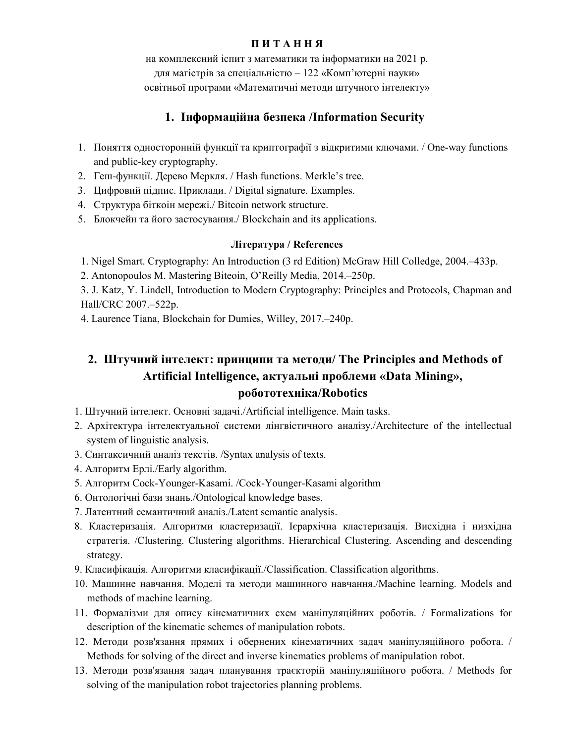**П И Т А Н Н Я**

на комплексний іспит з математики та інформатики на 2021 р.
для магістрів за спеціальністю – 122 «Комп'ютерні науки»
освітньої програми «Математичні методи штучного інтелекту»

## 1. Інформаційна безпека /Information Security

1. Поняття односторонній функції та криптографії з відкритими ключами. / One-way functions and public-key cryptography.
2. Геш-функції. Дерево Меркля. / Hash functions. Merkle's tree.
3. Цифровий підпис. Приклади. / Digital signature. Examples.
4. Структура біткоін мережі./ Bitcoin network structure.
5. Блокчейн та його застосування./ Blockchain and its applications.

**Література / References**

1. Nigel Smart. Cryptography: An Introduction (3 rd Edition) McGraw Hill Colledge, 2004.–433p.
2. Antonopoulos M. Mastering Biteoin, O'Reilly Media, 2014.–250p.
3. J. Katz, Y. Lindell, Introduction to Modern Cryptography: Principles and Protocols, Chapman and Hall/CRC 2007.–522p.
4. Laurence Tiana, Blockchain for Dumies, Willey, 2017.–240p.

## 2. Штучний інтелект: принципи та методи/ The Principles and Methods of Artificial Intelligence, актуальні проблеми «Data Mining», робототехніка/Robotics

1. Штучний інтелект. Основні задачі./Artificial intelligence. Main tasks.
2. Архітектура інтелектуальної системи лінгвістичного аналізу./Architecture of the intellectual system of linguistic analysis.
3. Синтаксичний аналіз текстів. /Syntax analysis of texts.
4. Алгоритм Ерлі./Early algorithm.
5. Алгоритм Cock-Younger-Kasami. /Cock-Younger-Kasami algorithm
6. Онтологічні бази знань./Ontological knowledge bases.
7. Латентний семантичний аналіз./Latent semantic analysis.
8. Кластеризація. Алгоритми кластеризації. Ієрархічна кластеризація. Висхідна і низхідна стратегія. /Clustering. Clustering algorithms. Hierarchical Clustering. Ascending and descending strategy.
9. Класифікація. Алгоритми класифікації./Classification. Classification algorithms.
10. Машинне навчання. Моделі та методи машинного навчання./Machine learning. Models and methods of machine learning.
11. Формалізми для опису кінематичних схем маніпуляційних роботів. / Formalizations for description of the kinematic schemes of manipulation robots.
12. Методи розв'язання прямих і обернених кінематичних задач маніпуляційного робота. / Methods for solving of the direct and inverse kinematics problems of manipulation robot.
13. Методи розв'язання задач планування траєкторій маніпуляційного робота. / Methods for solving of the manipulation robot trajectories planning problems.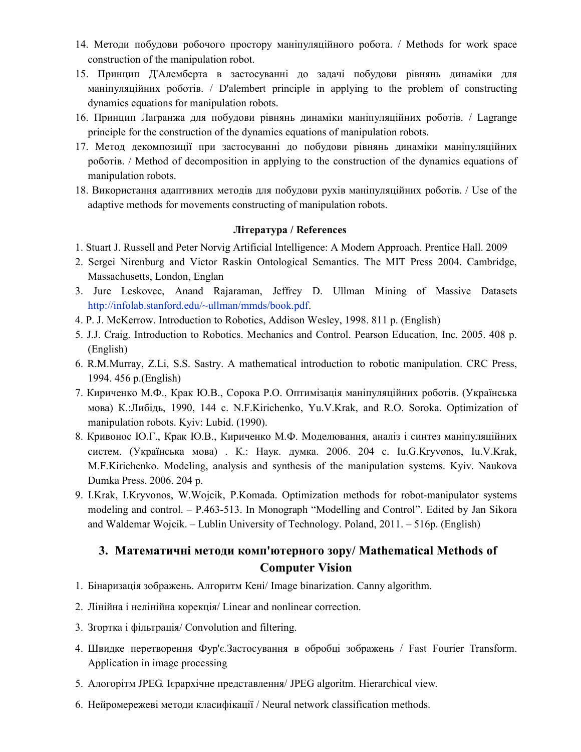14. Методи побудови робочого простору маніпуляційного робота. / Methods for work space construction of the manipulation robot.
15. Принцип Д'Алемберта в застосуванні до задачі побудови рівнянь динаміки для маніпуляційних роботів. / D'alembert principle in applying to the problem of constructing dynamics equations for manipulation robots.
16. Принцип Лагранжа для побудови рівнянь динаміки маніпуляційних роботів. / Lagrange principle for the construction of the dynamics equations of manipulation robots.
17. Метод декомпозиції при застосуванні до побудови рівнянь динаміки маніпуляційних роботів. / Method of decomposition in applying to the construction of the dynamics equations of manipulation robots.
18. Використання адаптивних методів для побудови рухів маніпуляційних роботів. / Use of the adaptive methods for movements constructing of manipulation robots.

**Література / References**

1. Stuart J. Russell and Peter Norvig Artificial Intelligence: A Modern Approach. Prentice Hall. 2009
2. Sergei Nirenburg and Victor Raskin Ontological Semantics. The MIT Press 2004. Cambridge, Massachusetts, London, Englan
3. Jure Leskovec, Anand Rajaraman, Jeffrey D. Ullman Mining of Massive Datasets http://infolab.stanford.edu/~ullman/mmds/book.pdf.
4. P. J. McKerrow. Introduction to Robotics, Addison Wesley, 1998. 811 p. (English)
5. J.J. Craig. Introduction to Robotics. Mechanics and Control. Pearson Education, Inc. 2005. 408 p. (English)
6. R.M.Murray, Z.Li, S.S. Sastry. A mathematical introduction to robotic manipulation. CRC Press, 1994. 456 p.(English)
7. Кириченко М.Ф., Крак Ю.В., Сорока Р.О. Оптимізація маніпуляційних роботів. (Українська мова) К.:Либідь, 1990, 144 с. N.F.Kirichenko, Yu.V.Krak, and R.O. Soroka. Optimization of manipulation robots. Kyiv: Lubid. (1990).
8. Кривонос Ю.Г., Крак Ю.В., Кириченко М.Ф. Моделювання, аналіз і синтез маніпуляційних систем. (Українська мова) . К.: Наук. думка. 2006. 204 с. Iu.G.Kryvonos, Iu.V.Krak, M.F.Kirichenko. Modeling, analysis and synthesis of the manipulation systems. Kyiv. Naukova Dumka Press. 2006. 204 p.
9. I.Krak, I.Kryvonos, W.Wojcik, P.Komada. Optimization methods for robot-manipulator systems modeling and control. – P.463-513. In Monograph "Modelling and Control". Edited by Jan Sikora and Waldemar Wojcik. – Lublin University of Technology. Poland, 2011. – 516p. (English)

## 3. Математичні методи комп'ютерного зору/ Mathematical Methods of Computer Vision

1. Бінаризація зображень. Алгоритм Кені/ Image binarization. Canny algorithm.
2. Лінійна і нелінійна корекція/ Linear and nonlinear correction.
3. Згортка і фільтрація/ Convolution and filtering.
4. Швидке перетворення Фур'є.Застосування в обробці зображень / Fast Fourier Transform. Application in image processing
5. Алогорітм JPEG. Ієрархічне представлення/ JPEG algoritm. Hierarchical view.
6. Нейромережеві методи класифікації / Neural network classification methods.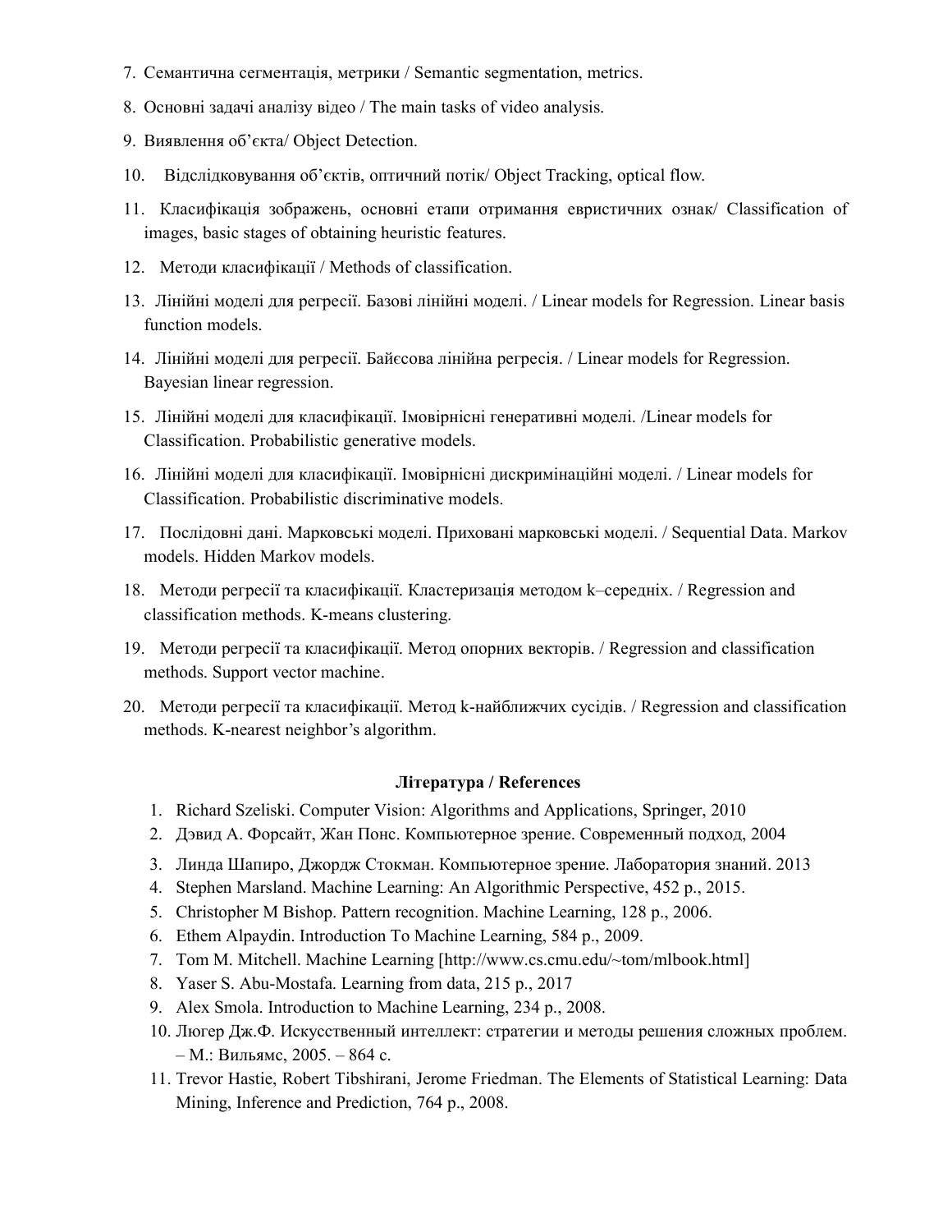7. Семантична сегментація, метрики / Semantic segmentation, metrics.
8. Основні задачі аналізу відео / The main tasks of video analysis.
9. Виявлення об’єкта/ Object Detection.
10. Відслідковування об’єктів, оптичний потік/ Object Tracking, optical flow.
11. Класифікація зображень, основні етапи отримання евристичних ознак/ Classification of images, basic stages of obtaining heuristic features.
12. Методи класифікації / Methods of classification.
13. Лінійні моделі для регресії. Базові лінійні моделі. / Linear models for Regression. Linear basis function models.
14. Лінійні моделі для регресії. Байєсова лінійна регресія. / Linear models for Regression. Bayesian linear regression.
15. Лінійні моделі для класифікації. Імовірнісні генеративні моделі. /Linear models for Classification. Probabilistic generative models.
16. Лінійні моделі для класифікації. Імовірнісні дискримінаційні моделі. / Linear models for Classification. Probabilistic discriminative models.
17. Послідовні дані. Марковські моделі. Приховані марковські моделі. / Sequential Data. Markov models. Hidden Markov models.
18. Методи регресії та класифікації. Кластеризація методом k–середніх. / Regression and classification methods. K-means clustering.
19. Методи регресії та класифікації. Метод опорних векторів. / Regression and classification methods. Support vector machine.
20. Методи регресії та класифікації. Метод k-найближчих сусідів. / Regression and classification methods. K-nearest neighbor’s algorithm.

**Література / References**

1. Richard Szeliski. Computer Vision: Algorithms and Applications, Springer, 2010
2. Дэвид А. Форсайт, Жан Понс. Компьютерное зрение. Современный подход, 2004
3. Линда Шапиро, Джордж Стокман. Компьютерное зрение. Лаборатория знаний. 2013
4. Stephen Marsland. Machine Learning: An Algorithmic Perspective, 452 p., 2015.
5. Christopher M Bishop. Pattern recognition. Machine Learning, 128 p., 2006.
6. Ethem Alpaydin. Introduction To Machine Learning, 584 p., 2009.
7. Tom M. Mitchell. Machine Learning [http://www.cs.cmu.edu/~tom/mlbook.html]
8. Yaser S. Abu-Mostafa. Learning from data, 215 p., 2017
9. Alex Smola. Introduction to Machine Learning, 234 p., 2008.
10. Люгер Дж.Ф. Искусственный интеллект: стратегии и методы решения сложных проблем. – М.: Вильямс, 2005. – 864 с.
11. Trevor Hastie, Robert Tibshirani, Jerome Friedman. The Elements of Statistical Learning: Data Mining, Inference and Prediction, 764 p., 2008.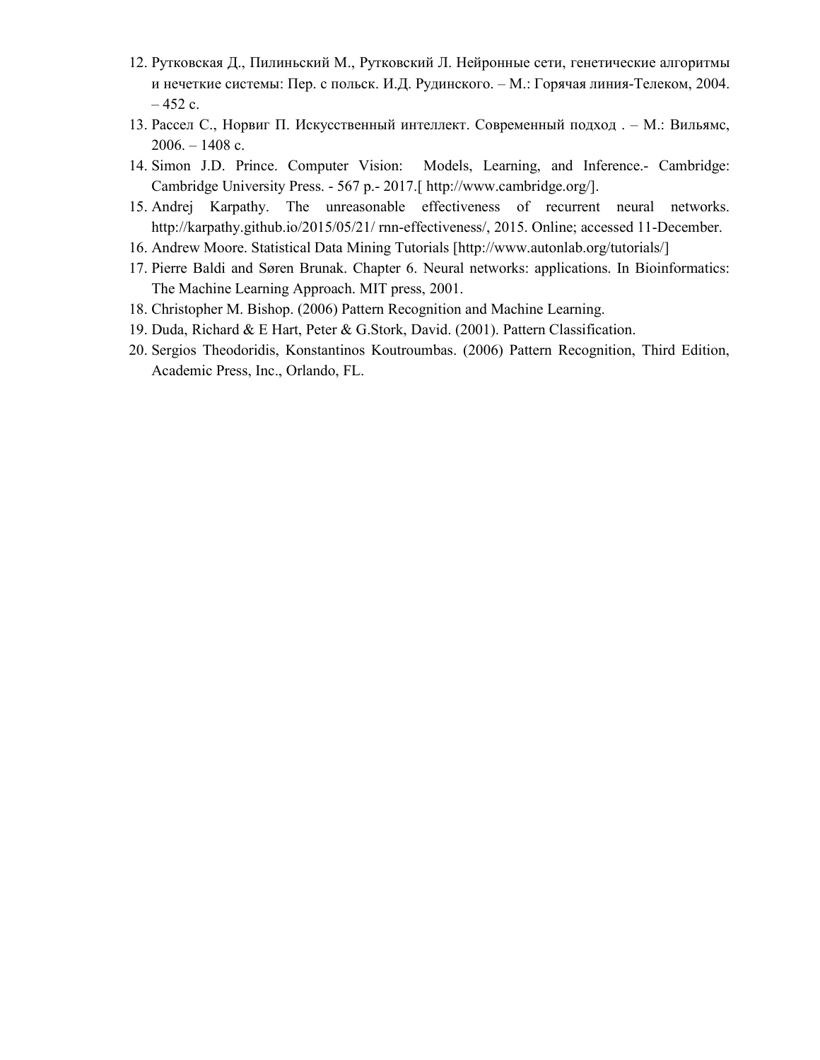12. Рутковская Д., Пилиньский М., Рутковский Л. Нейронные сети, генетические алгоритмы и нечеткие системы: Пер. с польск. И.Д. Рудинского. – М.: Горячая линия-Телеком, 2004. – 452 с.
13. Рассел С., Норвиг П. Искусственный интеллект. Современный подход . – М.: Вильямс, 2006. – 1408 с.
14. Simon J.D. Prince. Computer Vision:  Models, Learning, and Inference.- Cambridge: Cambridge University Press. - 567 p.- 2017.[ http://www.cambridge.org/].
15. Andrej Karpathy. The unreasonable effectiveness of recurrent neural networks. http://karpathy.github.io/2015/05/21/ rnn-effectiveness/, 2015. Online; accessed 11-December.
16. Andrew Moore. Statistical Data Mining Tutorials [http://www.autonlab.org/tutorials/]
17. Pierre Baldi and Søren Brunak. Chapter 6. Neural networks: applications. In Bioinformatics: The Machine Learning Approach. MIT press, 2001.
18. Christopher M. Bishop. (2006) Pattern Recognition and Machine Learning.
19. Duda, Richard & E Hart, Peter & G.Stork, David. (2001). Pattern Classification.
20. Sergios Theodoridis, Konstantinos Koutroumbas. (2006) Pattern Recognition, Third Edition, Academic Press, Inc., Orlando, FL.